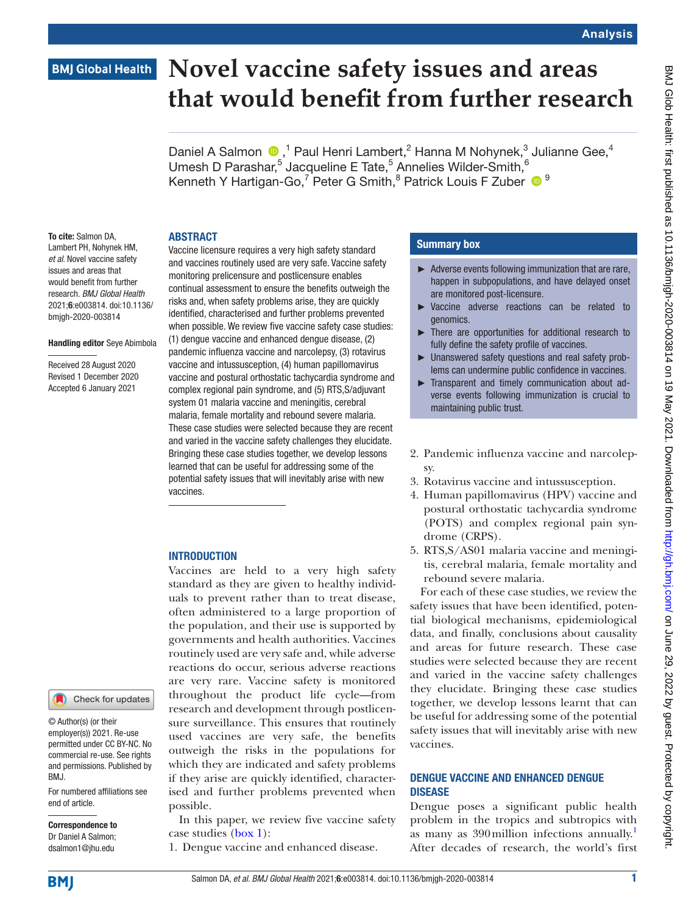# Novel vaccine safety issues and areas that would benefit from further research

Daniel A Salmon,[1] Paul Henri Lambert,[2] Hanna M Nohynek,[3] Julianne Gee,[4] Umesh D Parashar,[5] Jacqueline E Tate,[5] Annelies Wilder-Smith,[6] Kenneth Y Hartigan-Go,[7] Peter G Smith,[8] Patrick Louis F Zuber[9]

**To cite:** Salmon DA, Lambert PH, Nohynek HM, *et al*. Novel vaccine safety issues and areas that would benefit from further research. *BMJ Global Health* 2021;**6**:e003814. doi:10.1136/bmjgh-2020-003814

**Handling editor** Seye Abimbola

Received 28 August 2020
Revised 1 December 2020
Accepted 6 January 2021

© Author(s) (or their employer(s)) 2021. Re-use permitted under CC BY-NC. No commercial re-use. See rights and permissions. Published by BMJ.

For numbered affiliations see end of article.

**Correspondence to**
Dr Daniel A Salmon; dsalmon1@jhu.edu

## ABSTRACT

Vaccine licensure requires a very high safety standard and vaccines routinely used are very safe. Vaccine safety monitoring prelicensure and postlicensure enables continual assessment to ensure the benefits outweigh the risks and, when safety problems arise, they are quickly identified, characterised and further problems prevented when possible. We review five vaccine safety case studies: (1) dengue vaccine and enhanced dengue disease, (2) pandemic influenza vaccine and narcolepsy, (3) rotavirus vaccine and intussusception, (4) human papillomavirus vaccine and postural orthostatic tachycardia syndrome and complex regional pain syndrome, and (5) RTS,S/adjuvant system 01 malaria vaccine and meningitis, cerebral malaria, female mortality and rebound severe malaria. These case studies were selected because they are recent and varied in the vaccine safety challenges they elucidate. Bringing these case studies together, we develop lessons learned that can be useful for addressing some of the potential safety issues that will inevitably arise with new vaccines.

## Summary box

- Adverse events following immunization that are rare, happen in subpopulations, and have delayed onset are monitored post-licensure.
- Vaccine adverse reactions can be related to genomics.
- There are opportunities for additional research to fully define the safety profile of vaccines.
- Unanswered safety questions and real safety problems can undermine public confidence in vaccines.
- Transparent and timely communication about adverse events following immunization is crucial to maintaining public trust.

## INTRODUCTION

Vaccines are held to a very high safety standard as they are given to healthy individuals to prevent rather than to treat disease, often administered to a large proportion of the population, and their use is supported by governments and health authorities. Vaccines routinely used are very safe and, while adverse reactions do occur, serious adverse reactions are very rare. Vaccine safety is monitored throughout the product life cycle—from research and development through postlicensure surveillance. This ensures that routinely used vaccines are very safe, the benefits outweigh the risks in the populations for which they are indicated and safety problems if they arise are quickly identified, characterised and further problems prevented when possible.

In this paper, we review five vaccine safety case studies (box 1):

1. Dengue vaccine and enhanced disease.
2. Pandemic influenza vaccine and narcolepsy.
3. Rotavirus vaccine and intussusception.
4. Human papillomavirus (HPV) vaccine and postural orthostatic tachycardia syndrome (POTS) and complex regional pain syndrome (CRPS).
5. RTS,S/AS01 malaria vaccine and meningitis, cerebral malaria, female mortality and rebound severe malaria.

For each of these case studies, we review the safety issues that have been identified, potential biological mechanisms, epidemiological data, and finally, conclusions about causality and areas for future research. These case studies were selected because they are recent and varied in the vaccine safety challenges they elucidate. Bringing these case studies together, we develop lessons learnt that can be useful for addressing some of the potential safety issues that will inevitably arise with new vaccines.

## DENGUE VACCINE AND ENHANCED DENGUE DISEASE

Dengue poses a significant public health problem in the tropics and subtropics with as many as 390 million infections annually.[1] After decades of research, the world's first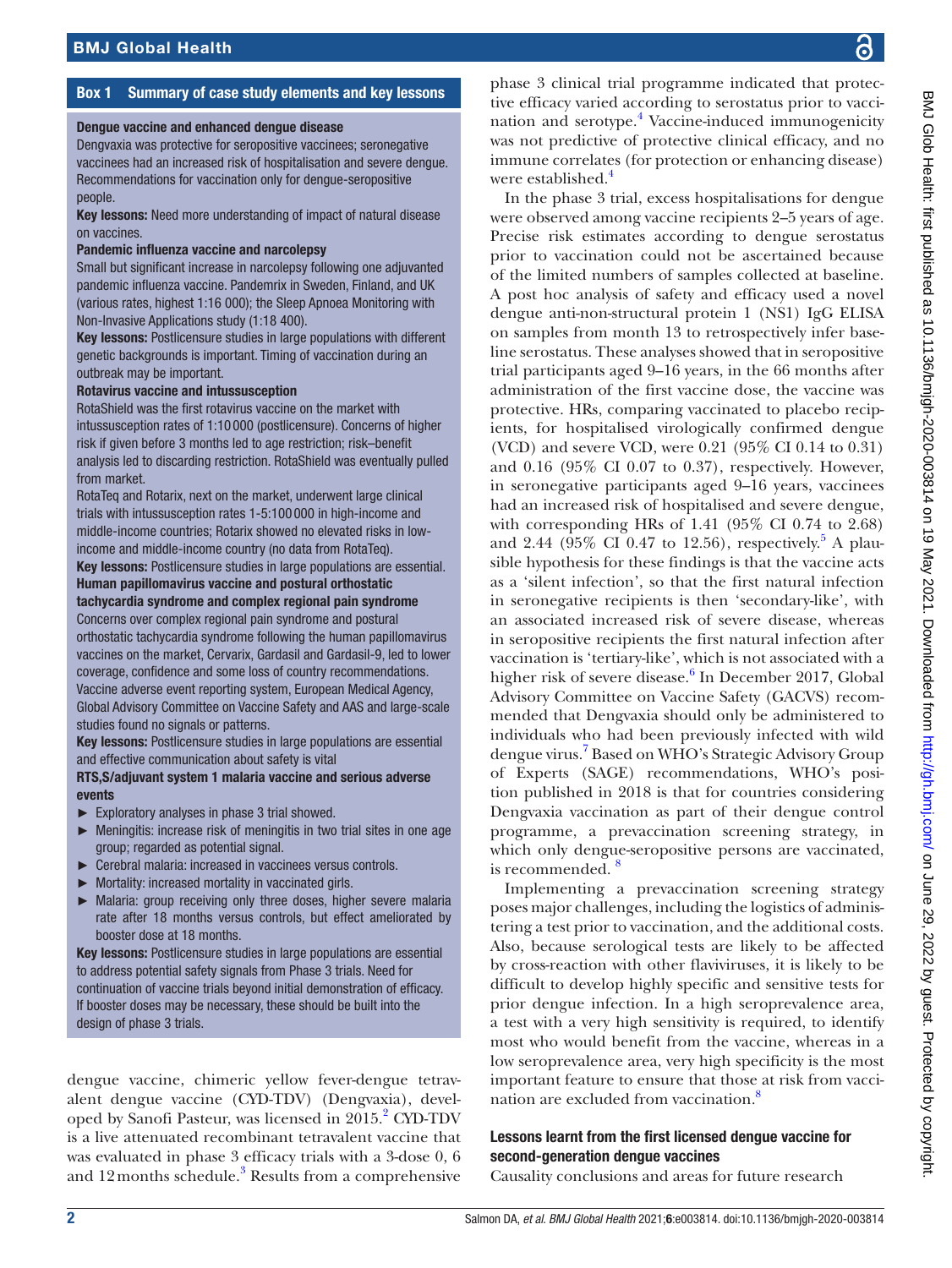## Box 1 Summary of case study elements and key lessons

**Dengue vaccine and enhanced dengue disease**

Dengvaxia was protective for seropositive vaccinees; seronegative vaccinees had an increased risk of hospitalisation and severe dengue. Recommendations for vaccination only for dengue-seropositive people.

**Key lessons:** Need more understanding of impact of natural disease on vaccines.

**Pandemic influenza vaccine and narcolepsy**

Small but significant increase in narcolepsy following one adjuvanted pandemic influenza vaccine. Pandemrix in Sweden, Finland, and UK (various rates, highest 1:16 000); the Sleep Apnoea Monitoring with Non-Invasive Applications study (1:18 400).

**Key lessons:** Postlicensure studies in large populations with different genetic backgrounds is important. Timing of vaccination during an outbreak may be important.

**Rotavirus vaccine and intussusception**

RotaShield was the first rotavirus vaccine on the market with intussusception rates of 1:10 000 (postlicensure). Concerns of higher risk if given before 3 months led to age restriction; risk–benefit analysis led to discarding restriction. RotaShield was eventually pulled from market.

RotaTeq and Rotarix, next on the market, underwent large clinical trials with intussusception rates 1-5:100 000 in high-income and middle-income countries; Rotarix showed no elevated risks in low-income and middle-income country (no data from RotaTeq).

**Key lessons:** Postlicensure studies in large populations are essential.

**Human papillomavirus vaccine and postural orthostatic tachycardia syndrome and complex regional pain syndrome**

Concerns over complex regional pain syndrome and postural orthostatic tachycardia syndrome following the human papillomavirus vaccines on the market, Cervarix, Gardasil and Gardasil-9, led to lower coverage, confidence and some loss of country recommendations. Vaccine adverse event reporting system, European Medical Agency, Global Advisory Committee on Vaccine Safety and AAS and large-scale studies found no signals or patterns.

**Key lessons:** Postlicensure studies in large populations are essential and effective communication about safety is vital

**RTS,S/adjuvant system 1 malaria vaccine and serious adverse events**

- Exploratory analyses in phase 3 trial showed.
- Meningitis: increase risk of meningitis in two trial sites in one age group; regarded as potential signal.
- Cerebral malaria: increased in vaccinees versus controls.
- Mortality: increased mortality in vaccinated girls.
- Malaria: group receiving only three doses, higher severe malaria rate after 18 months versus controls, but effect ameliorated by booster dose at 18 months.

**Key lessons:** Postlicensure studies in large populations are essential to address potential safety signals from Phase 3 trials. Need for continuation of vaccine trials beyond initial demonstration of efficacy. If booster doses may be necessary, these should be built into the design of phase 3 trials.

dengue vaccine, chimeric yellow fever-dengue tetravalent dengue vaccine (CYD-TDV) (Dengvaxia), developed by Sanofi Pasteur, was licensed in 2015.[2] CYD-TDV is a live attenuated recombinant tetravalent vaccine that was evaluated in phase 3 efficacy trials with a 3-dose 0, 6 and 12 months schedule.[3] Results from a comprehensive phase 3 clinical trial programme indicated that protective efficacy varied according to serostatus prior to vaccination and serotype.[4] Vaccine-induced immunogenicity was not predictive of protective clinical efficacy, and no immune correlates (for protection or enhancing disease) were established.[4]

In the phase 3 trial, excess hospitalisations for dengue were observed among vaccine recipients 2–5 years of age. Precise risk estimates according to dengue serostatus prior to vaccination could not be ascertained because of the limited numbers of samples collected at baseline. A post hoc analysis of safety and efficacy used a novel dengue anti-non-structural protein 1 (NS1) IgG ELISA on samples from month 13 to retrospectively infer baseline serostatus. These analyses showed that in seropositive trial participants aged 9–16 years, in the 66 months after administration of the first vaccine dose, the vaccine was protective. HRs, comparing vaccinated to placebo recipients, for hospitalised virologically confirmed dengue (VCD) and severe VCD, were 0.21 (95% CI 0.14 to 0.31) and 0.16 (95% CI 0.07 to 0.37), respectively. However, in seronegative participants aged 9–16 years, vaccinees had an increased risk of hospitalised and severe dengue, with corresponding HRs of 1.41 (95% CI 0.74 to 2.68) and 2.44 (95% CI 0.47 to 12.56), respectively.[5] A plausible hypothesis for these findings is that the vaccine acts as a 'silent infection', so that the first natural infection in seronegative recipients is then 'secondary-like', with an associated increased risk of severe disease, whereas in seropositive recipients the first natural infection after vaccination is 'tertiary-like', which is not associated with a higher risk of severe disease.[6] In December 2017, Global Advisory Committee on Vaccine Safety (GACVS) recommended that Dengvaxia should only be administered to individuals who had been previously infected with wild dengue virus.[7] Based on WHO's Strategic Advisory Group of Experts (SAGE) recommendations, WHO's position published in 2018 is that for countries considering Dengvaxia vaccination as part of their dengue control programme, a prevaccination screening strategy, in which only dengue-seropositive persons are vaccinated, is recommended.[8]

Implementing a prevaccination screening strategy poses major challenges, including the logistics of administering a test prior to vaccination, and the additional costs. Also, because serological tests are likely to be affected by cross-reaction with other flaviviruses, it is likely to be difficult to develop highly specific and sensitive tests for prior dengue infection. In a high seroprevalence area, a test with a very high sensitivity is required, to identify most who would benefit from the vaccine, whereas in a low seroprevalence area, very high specificity is the most important feature to ensure that those at risk from vaccination are excluded from vaccination.[8]

### Lessons learnt from the first licensed dengue vaccine for second-generation dengue vaccines

Causality conclusions and areas for future research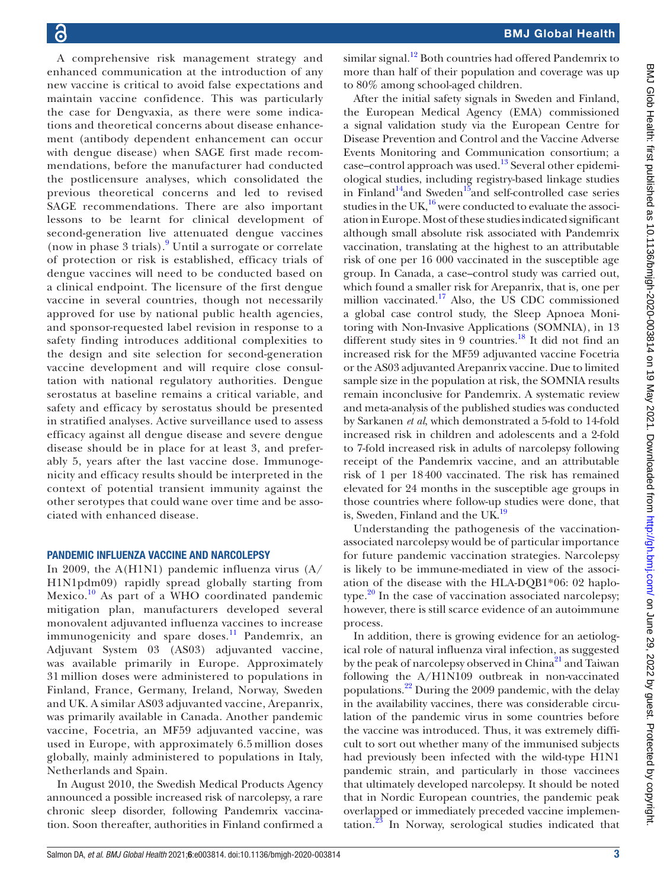A comprehensive risk management strategy and enhanced communication at the introduction of any new vaccine is critical to avoid false expectations and maintain vaccine confidence. This was particularly the case for Dengvaxia, as there were some indications and theoretical concerns about disease enhancement (antibody dependent enhancement can occur with dengue disease) when SAGE first made recommendations, before the manufacturer had conducted the postlicensure analyses, which consolidated the previous theoretical concerns and led to revised SAGE recommendations. There are also important lessons to be learnt for clinical development of second-generation live attenuated dengue vaccines (now in phase 3 trials).[9] Until a surrogate or correlate of protection or risk is established, efficacy trials of dengue vaccines will need to be conducted based on a clinical endpoint. The licensure of the first dengue vaccine in several countries, though not necessarily approved for use by national public health agencies, and sponsor-requested label revision in response to a safety finding introduces additional complexities to the design and site selection for second-generation vaccine development and will require close consultation with national regulatory authorities. Dengue serostatus at baseline remains a critical variable, and safety and efficacy by serostatus should be presented in stratified analyses. Active surveillance used to assess efficacy against all dengue disease and severe dengue disease should be in place for at least 3, and preferably 5, years after the last vaccine dose. Immunogenicity and efficacy results should be interpreted in the context of potential transient immunity against the other serotypes that could wane over time and be associated with enhanced disease.

## PANDEMIC INFLUENZA VACCINE AND NARCOLEPSY

In 2009, the A(H1N1) pandemic influenza virus (A/H1N1pdm09) rapidly spread globally starting from Mexico.[10] As part of a WHO coordinated pandemic mitigation plan, manufacturers developed several monovalent adjuvanted influenza vaccines to increase immunogenicity and spare doses.[11] Pandemrix, an Adjuvant System 03 (AS03) adjuvanted vaccine, was available primarily in Europe. Approximately 31 million doses were administered to populations in Finland, France, Germany, Ireland, Norway, Sweden and UK. A similar AS03 adjuvanted vaccine, Arepanrix, was primarily available in Canada. Another pandemic vaccine, Focetria, an MF59 adjuvanted vaccine, was used in Europe, with approximately 6.5 million doses globally, mainly administered to populations in Italy, Netherlands and Spain.

In August 2010, the Swedish Medical Products Agency announced a possible increased risk of narcolepsy, a rare chronic sleep disorder, following Pandemrix vaccination. Soon thereafter, authorities in Finland confirmed a similar signal.[12] Both countries had offered Pandemrix to more than half of their population and coverage was up to 80% among school-aged children.

After the initial safety signals in Sweden and Finland, the European Medical Agency (EMA) commissioned a signal validation study via the European Centre for Disease Prevention and Control and the Vaccine Adverse Events Monitoring and Communication consortium; a case–control approach was used.[13] Several other epidemiological studies, including registry-based linkage studies in Finland[14] and Sweden[15] and self-controlled case series studies in the UK,[16] were conducted to evaluate the association in Europe. Most of these studies indicated significant although small absolute risk associated with Pandemrix vaccination, translating at the highest to an attributable risk of one per 16 000 vaccinated in the susceptible age group. In Canada, a case–control study was carried out, which found a smaller risk for Arepanrix, that is, one per million vaccinated.[17] Also, the US CDC commissioned a global case control study, the Sleep Apnoea Monitoring with Non-Invasive Applications (SOMNIA), in 13 different study sites in 9 countries.[18] It did not find an increased risk for the MF59 adjuvanted vaccine Focetria or the AS03 adjuvanted Arepanrix vaccine. Due to limited sample size in the population at risk, the SOMNIA results remain inconclusive for Pandemrix. A systematic review and meta-analysis of the published studies was conducted by Sarkanen *et al*, which demonstrated a 5-fold to 14-fold increased risk in children and adolescents and a 2-fold to 7-fold increased risk in adults of narcolepsy following receipt of the Pandemrix vaccine, and an attributable risk of 1 per 18 400 vaccinated. The risk has remained elevated for 24 months in the susceptible age groups in those countries where follow-up studies were done, that is, Sweden, Finland and the UK.[19]

Understanding the pathogenesis of the vaccination-associated narcolepsy would be of particular importance for future pandemic vaccination strategies. Narcolepsy is likely to be immune-mediated in view of the association of the disease with the HLA-DQB1*06: 02 haplotype.[20] In the case of vaccination associated narcolepsy; however, there is still scarce evidence of an autoimmune process.

In addition, there is growing evidence for an aetiological role of natural influenza viral infection, as suggested by the peak of narcolepsy observed in China[21] and Taiwan following the A/H1N109 outbreak in non-vaccinated populations.[22] During the 2009 pandemic, with the delay in the availability vaccines, there was considerable circulation of the pandemic virus in some countries before the vaccine was introduced. Thus, it was extremely difficult to sort out whether many of the immunised subjects had previously been infected with the wild-type H1N1 pandemic strain, and particularly in those vaccinees that ultimately developed narcolepsy. It should be noted that in Nordic European countries, the pandemic peak overlapped or immediately preceded vaccine implementation.[23] In Norway, serological studies indicated that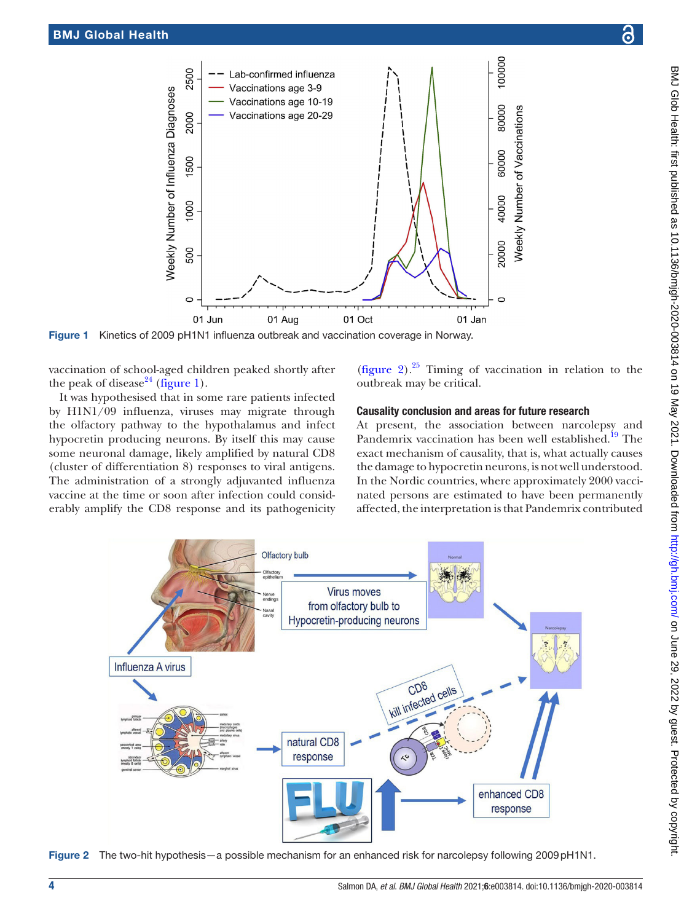Figure 1 Kinetics of 2009 pH1N1 influenza outbreak and vaccination coverage in Norway.

vaccination of school-aged children peaked shortly after the peak of disease[24] (figure 1).

It was hypothesised that in some rare patients infected by H1N1/09 influenza, viruses may migrate through the olfactory pathway to the hypothalamus and infect hypocretin producing neurons. By itself this may cause some neuronal damage, likely amplified by natural CD8 (cluster of differentiation 8) responses to viral antigens. The administration of a strongly adjuvanted influenza vaccine at the time or soon after infection could considerably amplify the CD8 response and its pathogenicity (figure 2).[25] Timing of vaccination in relation to the outbreak may be critical.

### Causality conclusion and areas for future research

At present, the association between narcolepsy and Pandemrix vaccination has been well established.[19] The exact mechanism of causality, that is, what actually causes the damage to hypocretin neurons, is not well understood. In the Nordic countries, where approximately 2000 vaccinated persons are estimated to have been permanently affected, the interpretation is that Pandemrix contributed

Figure 2 The two-hit hypothesis—a possible mechanism for an enhanced risk for narcolepsy following 2009 pH1N1.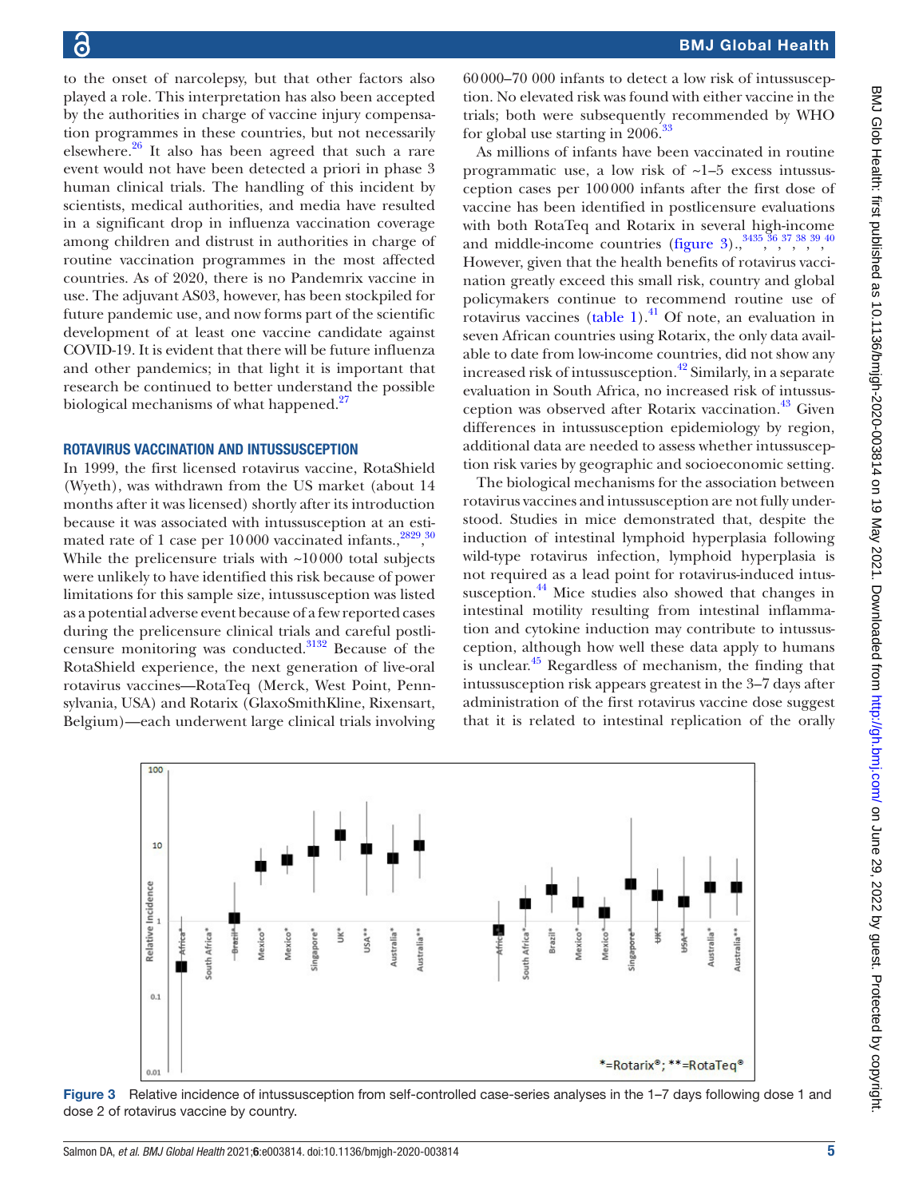to the onset of narcolepsy, but that other factors also played a role. This interpretation has also been accepted by the authorities in charge of vaccine injury compensation programmes in these countries, but not necessarily elsewhere.[26] It also has been agreed that such a rare event would not have been detected a priori in phase 3 human clinical trials. The handling of this incident by scientists, medical authorities, and media have resulted in a significant drop in influenza vaccination coverage among children and distrust in authorities in charge of routine vaccination programmes in the most affected countries. As of 2020, there is no Pandemrix vaccine in use. The adjuvant AS03, however, has been stockpiled for future pandemic use, and now forms part of the scientific development of at least one vaccine candidate against COVID-19. It is evident that there will be future influenza and other pandemics; in that light it is important that research be continued to better understand the possible biological mechanisms of what happened.[27]

## ROTAVIRUS VACCINATION AND INTUSSUSCEPTION

In 1999, the first licensed rotavirus vaccine, RotaShield (Wyeth), was withdrawn from the US market (about 14 months after it was licensed) shortly after its introduction because it was associated with intussusception at an estimated rate of 1 case per 10 000 vaccinated infants.[28,29,30] While the prelicensure trials with ~10 000 total subjects were unlikely to have identified this risk because of power limitations for this sample size, intussusception was listed as a potential adverse event because of a few reported cases during the prelicensure clinical trials and careful postlicensure monitoring was conducted.[31,32] Because of the RotaShield experience, the next generation of live-oral rotavirus vaccines—RotaTeq (Merck, West Point, Pennsylvania, USA) and Rotarix (GlaxoSmithKline, Rixensart, Belgium)—each underwent large clinical trials involving 60 000–70 000 infants to detect a low risk of intussusception. No elevated risk was found with either vaccine in the trials; both were subsequently recommended by WHO for global use starting in 2006.[33]

As millions of infants have been vaccinated in routine programmatic use, a low risk of ~1–5 excess intussusception cases per 100 000 infants after the first dose of vaccine has been identified in postlicensure evaluations with both RotaTeq and Rotarix in several high-income and middle-income countries (figure 3).[34,35,36,37,38,39,40] However, given that the health benefits of rotavirus vaccination greatly exceed this small risk, country and global policymakers continue to recommend routine use of rotavirus vaccines (table 1).[41] Of note, an evaluation in seven African countries using Rotarix, the only data available to date from low-income countries, did not show any increased risk of intussusception.[42] Similarly, in a separate evaluation in South Africa, no increased risk of intussusception was observed after Rotarix vaccination.[43] Given differences in intussusception epidemiology by region, additional data are needed to assess whether intussusception risk varies by geographic and socioeconomic setting.

The biological mechanisms for the association between rotavirus vaccines and intussusception are not fully understood. Studies in mice showed that, despite the induction of intestinal lymphoid hyperplasia following wild-type rotavirus infection, lymphoid hyperplasia is not required as a lead point for rotavirus-induced intussusception.[44] Mice studies also showed that changes in intestinal motility resulting from intestinal inflammation and cytokine induction may contribute to intussusception, although how well these data apply to humans is unclear.[45] Regardless of mechanism, the finding that intussusception risk appears greatest in the 3–7 days after administration of the first rotavirus vaccine dose suggest that it is related to intestinal replication of the orally

**Figure 3** Relative incidence of intussusception from self-controlled case-series analyses in the 1–7 days following dose 1 and dose 2 of rotavirus vaccine by country.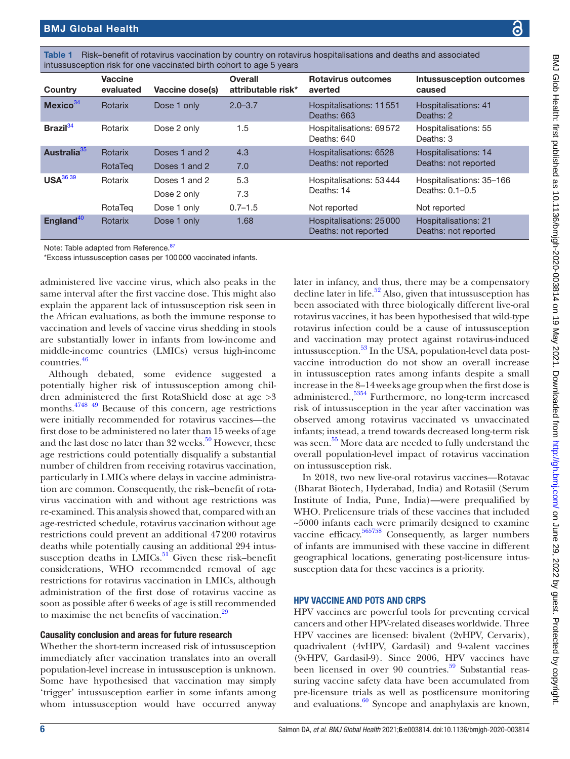**Table 1** Risk–benefit of rotavirus vaccination by country on rotavirus hospitalisations and deaths and associated intussusception risk for one vaccinated birth cohort to age 5 years

| Country | Vaccine evaluated | Vaccine dose(s) | Overall attributable risk* | Rotavirus outcomes averted | Intussusception outcomes caused |
|---|---|---|---|---|---|
| **Mexico**[34] | Rotarix | Dose 1 only | 2.0–3.7 | Hospitalisations: 11 551<br>Deaths: 663 | Hospitalisations: 41<br>Deaths: 2 |
| **Brazil**[34] | Rotarix | Dose 2 only | 1.5 | Hospitalisations: 69 572<br>Deaths: 640 | Hospitalisations: 55<br>Deaths: 3 |
| **Australia**[35] | Rotarix | Doses 1 and 2 | 4.3 | Hospitalisations: 6528<br>Deaths: not reported | Hospitalisations: 14<br>Deaths: not reported |
| | RotaTeq | Doses 1 and 2 | 7.0 | | |
| **USA**[36 39] | Rotarix | Doses 1 and 2 | 5.3 | Hospitalisations: 53 444<br>Deaths: 14 | Hospitalisations: 35–166<br>Deaths: 0.1–0.5 |
| | | Dose 2 only | 7.3 | | |
| | RotaTeq | Dose 1 only | 0.7–1.5 | Not reported | Not reported |
| **England**[40] | Rotarix | Dose 1 only | 1.68 | Hospitalisations: 25 000<br>Deaths: not reported | Hospitalisations: 21<br>Deaths: not reported |

Note: Table adapted from Reference.[87]

*Excess intussusception cases per 100 000 vaccinated infants.

administered live vaccine virus, which also peaks in the same interval after the first vaccine dose. This might also explain the apparent lack of intussusception risk seen in the African evaluations, as both the immune response to vaccination and levels of vaccine virus shedding in stools are substantially lower in infants from low-income and middle-income countries (LMICs) versus high-income countries.[46]

Although debated, some evidence suggested a potentially higher risk of intussusception among children administered the first RotaShield dose at age >3 months.[47 48 49] Because of this concern, age restrictions were initially recommended for rotavirus vaccines—the first dose to be administered no later than 15 weeks of age and the last dose no later than 32 weeks.[50] However, these age restrictions could potentially disqualify a substantial number of children from receiving rotavirus vaccination, particularly in LMICs where delays in vaccine administration are common. Consequently, the risk–benefit of rotavirus vaccination with and without age restrictions was re-examined. This analysis showed that, compared with an age-restricted schedule, rotavirus vaccination without age restrictions could prevent an additional 47 200 rotavirus deaths while potentially causing an additional 294 intussusception deaths in LMICs.[51] Given these risk–benefit considerations, WHO recommended removal of age restrictions for rotavirus vaccination in LMICs, although administration of the first dose of rotavirus vaccine as soon as possible after 6 weeks of age is still recommended to maximise the net benefits of vaccination.[29]

### Causality conclusion and areas for future research

Whether the short-term increased risk of intussusception immediately after vaccination translates into an overall population-level increase in intussusception is unknown. Some have hypothesised that vaccination may simply 'trigger' intussusception earlier in some infants among whom intussusception would have occurred anyway later in infancy, and thus, there may be a compensatory decline later in life.[52] Also, given that intussusception has been associated with three biologically different live-oral rotavirus vaccines, it has been hypothesised that wild-type rotavirus infection could be a cause of intussusception and vaccination may protect against rotavirus-induced intussusception.[53] In the USA, population-level data post-vaccine introduction do not show an overall increase in intussusception rates among infants despite a small increase in the 8–14 weeks age group when the first dose is administered.,[53 54] Furthermore, no long-term increased risk of intussusception in the year after vaccination was observed among rotavirus vaccinated vs unvaccinated infants; instead, a trend towards decreased long-term risk was seen.[55] More data are needed to fully understand the overall population-level impact of rotavirus vaccination on intussusception risk.

In 2018, two new live-oral rotavirus vaccines—Rotavac (Bharat Biotech, Hyderabad, India) and Rotasiil (Serum Institute of India, Pune, India)—were prequalified by WHO. Prelicensure trials of these vaccines that included ~5000 infants each were primarily designed to examine vaccine efficacy.[56 57 58] Consequently, as larger numbers of infants are immunised with these vaccine in different geographical locations, generating post-licensure intussusception data for these vaccines is a priority.

## HPV VACCINE AND POTS AND CRPS

HPV vaccines are powerful tools for preventing cervical cancers and other HPV-related diseases worldwide. Three HPV vaccines are licensed: bivalent (2vHPV, Cervarix), quadrivalent (4vHPV, Gardasil) and 9-valent vaccines (9vHPV, Gardasil-9). Since 2006, HPV vaccines have been licensed in over 90 countries.[59] Substantial reassuring vaccine safety data have been accumulated from pre-licensure trials as well as postlicensure monitoring and evaluations.[60] Syncope and anaphylaxis are known,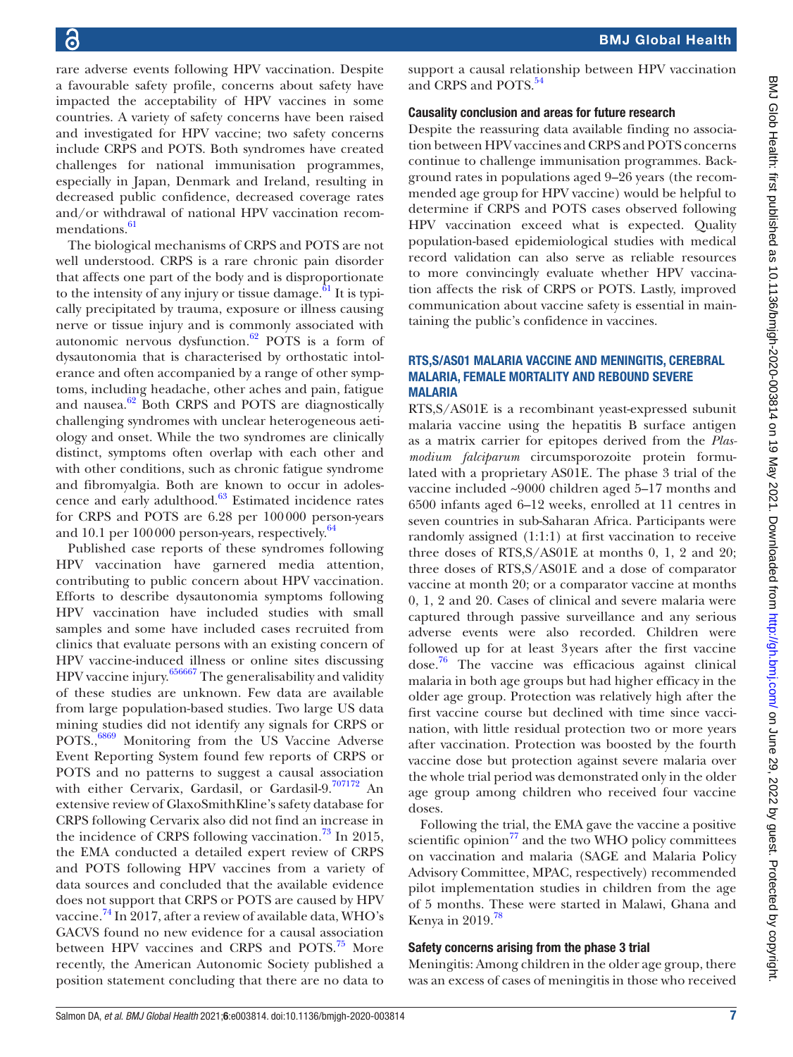rare adverse events following HPV vaccination. Despite a favourable safety profile, concerns about safety have impacted the acceptability of HPV vaccines in some countries. A variety of safety concerns have been raised and investigated for HPV vaccine; two safety concerns include CRPS and POTS. Both syndromes have created challenges for national immunisation programmes, especially in Japan, Denmark and Ireland, resulting in decreased public confidence, decreased coverage rates and/or withdrawal of national HPV vaccination recommendations.[61]

The biological mechanisms of CRPS and POTS are not well understood. CRPS is a rare chronic pain disorder that affects one part of the body and is disproportionate to the intensity of any injury or tissue damage.[61] It is typically precipitated by trauma, exposure or illness causing nerve or tissue injury and is commonly associated with autonomic nervous dysfunction.[62] POTS is a form of dysautonomia that is characterised by orthostatic intolerance and often accompanied by a range of other symptoms, including headache, other aches and pain, fatigue and nausea.[62] Both CRPS and POTS are diagnostically challenging syndromes with unclear heterogeneous aetiology and onset. While the two syndromes are clinically distinct, symptoms often overlap with each other and with other conditions, such as chronic fatigue syndrome and fibromyalgia. Both are known to occur in adolescence and early adulthood.[63] Estimated incidence rates for CRPS and POTS are 6.28 per 100 000 person-years and 10.1 per 100 000 person-years, respectively.[64]

Published case reports of these syndromes following HPV vaccination have garnered media attention, contributing to public concern about HPV vaccination. Efforts to describe dysautonomia symptoms following HPV vaccination have included studies with small samples and some have included cases recruited from clinics that evaluate persons with an existing concern of HPV vaccine-induced illness or online sites discussing HPV vaccine injury.[65,66,67] The generalisability and validity of these studies are unknown. Few data are available from large population-based studies. Two large US data mining studies did not identify any signals for CRPS or POTS.,[68,69] Monitoring from the US Vaccine Adverse Event Reporting System found few reports of CRPS or POTS and no patterns to suggest a causal association with either Cervarix, Gardasil, or Gardasil-9.[70,71,72] An extensive review of GlaxoSmithKline's safety database for CRPS following Cervarix also did not find an increase in the incidence of CRPS following vaccination.[73] In 2015, the EMA conducted a detailed expert review of CRPS and POTS following HPV vaccines from a variety of data sources and concluded that the available evidence does not support that CRPS or POTS are caused by HPV vaccine.[74] In 2017, after a review of available data, WHO's GACVS found no new evidence for a causal association between HPV vaccines and CRPS and POTS.[75] More recently, the American Autonomic Society published a position statement concluding that there are no data to support a causal relationship between HPV vaccination and CRPS and POTS.[54]

### Causality conclusion and areas for future research

Despite the reassuring data available finding no association between HPV vaccines and CRPS and POTS concerns continue to challenge immunisation programmes. Background rates in populations aged 9–26 years (the recommended age group for HPV vaccine) would be helpful to determine if CRPS and POTS cases observed following HPV vaccination exceed what is expected. Quality population-based epidemiological studies with medical record validation can also serve as reliable resources to more convincingly evaluate whether HPV vaccination affects the risk of CRPS or POTS. Lastly, improved communication about vaccine safety is essential in maintaining the public's confidence in vaccines.

## RTS,S/AS01 MALARIA VACCINE AND MENINGITIS, CEREBRAL MALARIA, FEMALE MORTALITY AND REBOUND SEVERE MALARIA

RTS,S/AS01E is a recombinant yeast-expressed subunit malaria vaccine using the hepatitis B surface antigen as a matrix carrier for epitopes derived from the *Plasmodium falciparum* circumsporozoite protein formulated with a proprietary AS01E. The phase 3 trial of the vaccine included ~9000 children aged 5–17 months and 6500 infants aged 6–12 weeks, enrolled at 11 centres in seven countries in sub-Saharan Africa. Participants were randomly assigned (1:1:1) at first vaccination to receive three doses of RTS,S/AS01E at months 0, 1, 2 and 20; three doses of RTS,S/AS01E and a dose of comparator vaccine at month 20; or a comparator vaccine at months 0, 1, 2 and 20. Cases of clinical and severe malaria were captured through passive surveillance and any serious adverse events were also recorded. Children were followed up for at least 3 years after the first vaccine dose.[76] The vaccine was efficacious against clinical malaria in both age groups but had higher efficacy in the older age group. Protection was relatively high after the first vaccine course but declined with time since vaccination, with little residual protection two or more years after vaccination. Protection was boosted by the fourth vaccine dose but protection against severe malaria over the whole trial period was demonstrated only in the older age group among children who received four vaccine doses.

Following the trial, the EMA gave the vaccine a positive scientific opinion[77] and the two WHO policy committees on vaccination and malaria (SAGE and Malaria Policy Advisory Committee, MPAC, respectively) recommended pilot implementation studies in children from the age of 5 months. These were started in Malawi, Ghana and Kenya in 2019.[78]

### Safety concerns arising from the phase 3 trial

Meningitis: Among children in the older age group, there was an excess of cases of meningitis in those who received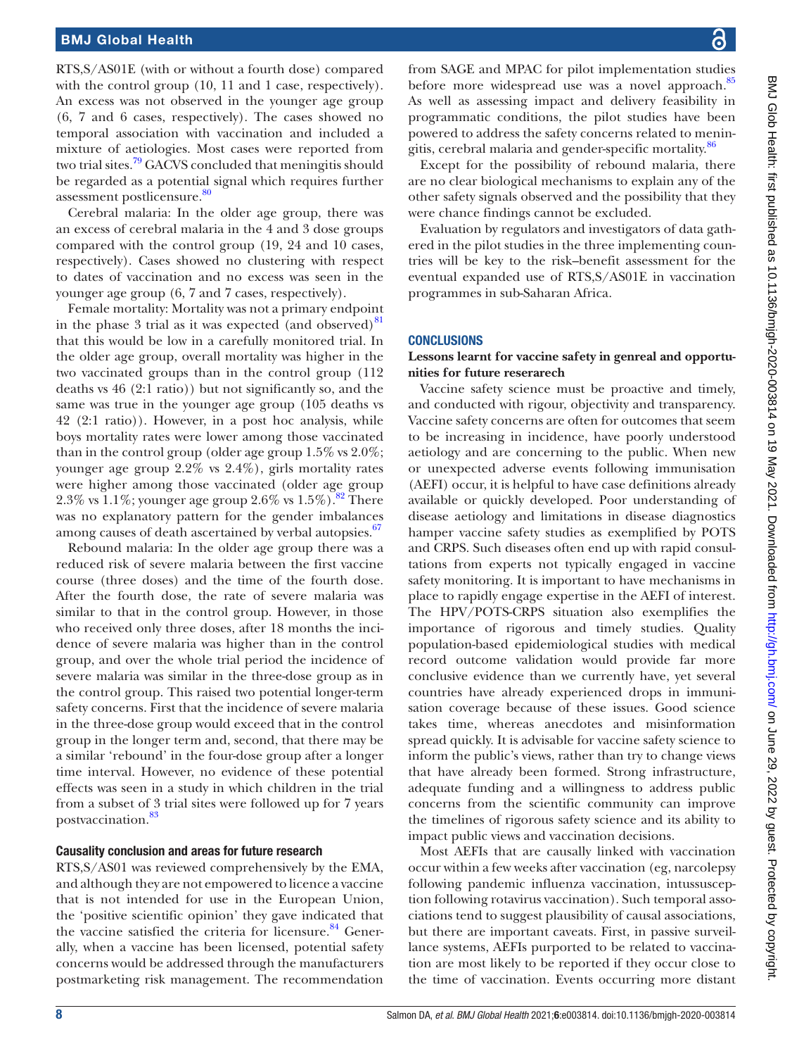RTS,S/AS01E (with or without a fourth dose) compared with the control group (10, 11 and 1 case, respectively). An excess was not observed in the younger age group (6, 7 and 6 cases, respectively). The cases showed no temporal association with vaccination and included a mixture of aetiologies. Most cases were reported from two trial sites.[79] GACVS concluded that meningitis should be regarded as a potential signal which requires further assessment postlicensure.[80]

Cerebral malaria: In the older age group, there was an excess of cerebral malaria in the 4 and 3 dose groups compared with the control group (19, 24 and 10 cases, respectively). Cases showed no clustering with respect to dates of vaccination and no excess was seen in the younger age group (6, 7 and 7 cases, respectively).

Female mortality: Mortality was not a primary endpoint in the phase 3 trial as it was expected (and observed)[81] that this would be low in a carefully monitored trial. In the older age group, overall mortality was higher in the two vaccinated groups than in the control group (112 deaths vs 46 (2:1 ratio)) but not significantly so, and the same was true in the younger age group (105 deaths vs 42 (2:1 ratio)). However, in a post hoc analysis, while boys mortality rates were lower among those vaccinated than in the control group (older age group 1.5% vs 2.0%; younger age group 2.2% vs 2.4%), girls mortality rates were higher among those vaccinated (older age group 2.3% vs 1.1%; younger age group 2.6% vs 1.5%).[82] There was no explanatory pattern for the gender imbalances among causes of death ascertained by verbal autopsies.[67]

Rebound malaria: In the older age group there was a reduced risk of severe malaria between the first vaccine course (three doses) and the time of the fourth dose. After the fourth dose, the rate of severe malaria was similar to that in the control group. However, in those who received only three doses, after 18 months the incidence of severe malaria was higher than in the control group, and over the whole trial period the incidence of severe malaria was similar in the three-dose group as in the control group. This raised two potential longer-term safety concerns. First that the incidence of severe malaria in the three-dose group would exceed that in the control group in the longer term and, second, that there may be a similar 'rebound' in the four-dose group after a longer time interval. However, no evidence of these potential effects was seen in a study in which children in the trial from a subset of 3 trial sites were followed up for 7 years postvaccination.[83]

### Causality conclusion and areas for future research

RTS,S/AS01 was reviewed comprehensively by the EMA, and although they are not empowered to licence a vaccine that is not intended for use in the European Union, the 'positive scientific opinion' they gave indicated that the vaccine satisfied the criteria for licensure.[84] Generally, when a vaccine has been licensed, potential safety concerns would be addressed through the manufacturers postmarketing risk management. The recommendation from SAGE and MPAC for pilot implementation studies before more widespread use was a novel approach.[85] As well as assessing impact and delivery feasibility in programmatic conditions, the pilot studies have been powered to address the safety concerns related to meningitis, cerebral malaria and gender-specific mortality.[86]

Except for the possibility of rebound malaria, there are no clear biological mechanisms to explain any of the other safety signals observed and the possibility that they were chance findings cannot be excluded.

Evaluation by regulators and investigators of data gathered in the pilot studies in the three implementing countries will be key to the risk–benefit assessment for the eventual expanded use of RTS,S/AS01E in vaccination programmes in sub-Saharan Africa.

## CONCLUSIONS

### Lessons learnt for vaccine safety in genreal and opportunities for future reserarech

Vaccine safety science must be proactive and timely, and conducted with rigour, objectivity and transparency. Vaccine safety concerns are often for outcomes that seem to be increasing in incidence, have poorly understood aetiology and are concerning to the public. When new or unexpected adverse events following immunisation (AEFI) occur, it is helpful to have case definitions already available or quickly developed. Poor understanding of disease aetiology and limitations in disease diagnostics hamper vaccine safety studies as exemplified by POTS and CRPS. Such diseases often end up with rapid consultations from experts not typically engaged in vaccine safety monitoring. It is important to have mechanisms in place to rapidly engage expertise in the AEFI of interest. The HPV/POTS-CRPS situation also exemplifies the importance of rigorous and timely studies. Quality population-based epidemiological studies with medical record outcome validation would provide far more conclusive evidence than we currently have, yet several countries have already experienced drops in immunisation coverage because of these issues. Good science takes time, whereas anecdotes and misinformation spread quickly. It is advisable for vaccine safety science to inform the public's views, rather than try to change views that have already been formed. Strong infrastructure, adequate funding and a willingness to address public concerns from the scientific community can improve the timelines of rigorous safety science and its ability to impact public views and vaccination decisions.

Most AEFIs that are causally linked with vaccination occur within a few weeks after vaccination (eg, narcolepsy following pandemic influenza vaccination, intussusception following rotavirus vaccination). Such temporal associations tend to suggest plausibility of causal associations, but there are important caveats. First, in passive surveillance systems, AEFIs purported to be related to vaccination are most likely to be reported if they occur close to the time of vaccination. Events occurring more distant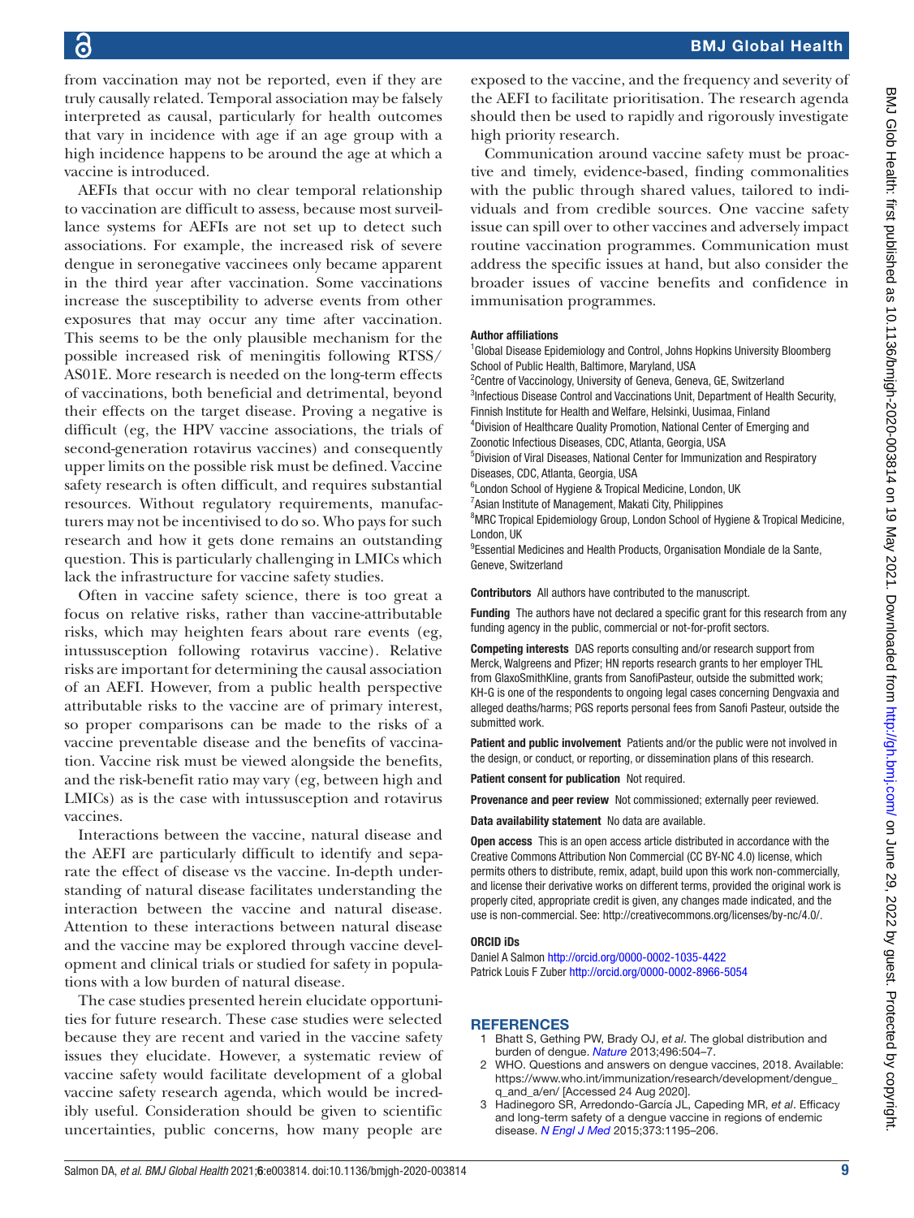from vaccination may not be reported, even if they are truly causally related. Temporal association may be falsely interpreted as causal, particularly for health outcomes that vary in incidence with age if an age group with a high incidence happens to be around the age at which a vaccine is introduced.

AEFIs that occur with no clear temporal relationship to vaccination are difficult to assess, because most surveillance systems for AEFIs are not set up to detect such associations. For example, the increased risk of severe dengue in seronegative vaccinees only became apparent in the third year after vaccination. Some vaccinations increase the susceptibility to adverse events from other exposures that may occur any time after vaccination. This seems to be the only plausible mechanism for the possible increased risk of meningitis following RTSS/AS01E. More research is needed on the long-term effects of vaccinations, both beneficial and detrimental, beyond their effects on the target disease. Proving a negative is difficult (eg, the HPV vaccine associations, the trials of second-generation rotavirus vaccines) and consequently upper limits on the possible risk must be defined. Vaccine safety research is often difficult, and requires substantial resources. Without regulatory requirements, manufacturers may not be incentivised to do so. Who pays for such research and how it gets done remains an outstanding question. This is particularly challenging in LMICs which lack the infrastructure for vaccine safety studies.

Often in vaccine safety science, there is too great a focus on relative risks, rather than vaccine-attributable risks, which may heighten fears about rare events (eg, intussusception following rotavirus vaccine). Relative risks are important for determining the causal association of an AEFI. However, from a public health perspective attributable risks to the vaccine are of primary interest, so proper comparisons can be made to the risks of a vaccine preventable disease and the benefits of vaccination. Vaccine risk must be viewed alongside the benefits, and the risk-benefit ratio may vary (eg, between high and LMICs) as is the case with intussusception and rotavirus vaccines.

Interactions between the vaccine, natural disease and the AEFI are particularly difficult to identify and separate the effect of disease vs the vaccine. In-depth understanding of natural disease facilitates understanding the interaction between the vaccine and natural disease. Attention to these interactions between natural disease and the vaccine may be explored through vaccine development and clinical trials or studied for safety in populations with a low burden of natural disease.

The case studies presented herein elucidate opportunities for future research. These case studies were selected because they are recent and varied in the vaccine safety issues they elucidate. However, a systematic review of vaccine safety would facilitate development of a global vaccine safety research agenda, which would be incredibly useful. Consideration should be given to scientific uncertainties, public concerns, how many people are exposed to the vaccine, and the frequency and severity of the AEFI to facilitate prioritisation. The research agenda should then be used to rapidly and rigorously investigate high priority research.

Communication around vaccine safety must be proactive and timely, evidence-based, finding commonalities with the public through shared values, tailored to individuals and from credible sources. One vaccine safety issue can spill over to other vaccines and adversely impact routine vaccination programmes. Communication must address the specific issues at hand, but also consider the broader issues of vaccine benefits and confidence in immunisation programmes.

**Author affiliations**

[1]Global Disease Epidemiology and Control, Johns Hopkins University Bloomberg School of Public Health, Baltimore, Maryland, USA
[2]Centre of Vaccinology, University of Geneva, Geneva, GE, Switzerland
[3]Infectious Disease Control and Vaccinations Unit, Department of Health Security, Finnish Institute for Health and Welfare, Helsinki, Uusimaa, Finland
[4]Division of Healthcare Quality Promotion, National Center of Emerging and Zoonotic Infectious Diseases, CDC, Atlanta, Georgia, USA
[5]Division of Viral Diseases, National Center for Immunization and Respiratory Diseases, CDC, Atlanta, Georgia, USA
[6]London School of Hygiene & Tropical Medicine, London, UK
[7]Asian Institute of Management, Makati City, Philippines
[8]MRC Tropical Epidemiology Group, London School of Hygiene & Tropical Medicine, London, UK
[9]Essential Medicines and Health Products, Organisation Mondiale de la Sante, Geneve, Switzerland

**Contributors** All authors have contributed to the manuscript.

**Funding** The authors have not declared a specific grant for this research from any funding agency in the public, commercial or not-for-profit sectors.

**Competing interests** DAS reports consulting and/or research support from Merck, Walgreens and Pfizer; HN reports research grants to her employer THL from GlaxoSmithKline, grants from SanofiPasteur, outside the submitted work; KH-G is one of the respondents to ongoing legal cases concerning Dengvaxia and alleged deaths/harms; PGS reports personal fees from Sanofi Pasteur, outside the submitted work.

**Patient and public involvement** Patients and/or the public were not involved in the design, or conduct, or reporting, or dissemination plans of this research.

**Patient consent for publication** Not required.

**Provenance and peer review** Not commissioned; externally peer reviewed.

**Data availability statement** No data are available.

**Open access** This is an open access article distributed in accordance with the Creative Commons Attribution Non Commercial (CC BY-NC 4.0) license, which permits others to distribute, remix, adapt, build upon this work non-commercially, and license their derivative works on different terms, provided the original work is properly cited, appropriate credit is given, any changes made indicated, and the use is non-commercial. See: http://creativecommons.org/licenses/by-nc/4.0/.

**ORCID iDs**

Daniel A Salmon http://orcid.org/0000-0002-1035-4422
Patrick Louis F Zuber http://orcid.org/0000-0002-8966-5054

## REFERENCES

1. Bhatt S, Gething PW, Brady OJ, *et al*. The global distribution and burden of dengue. *Nature* 2013;496:504–7.
2. WHO. Questions and answers on dengue vaccines, 2018. Available: https://www.who.int/immunization/research/development/dengue_q_and_a/en/ [Accessed 24 Aug 2020].
3. Hadinegoro SR, Arredondo-García JL, Capeding MR, *et al*. Efficacy and long-term safety of a dengue vaccine in regions of endemic disease. *N Engl J Med* 2015;373:1195–206.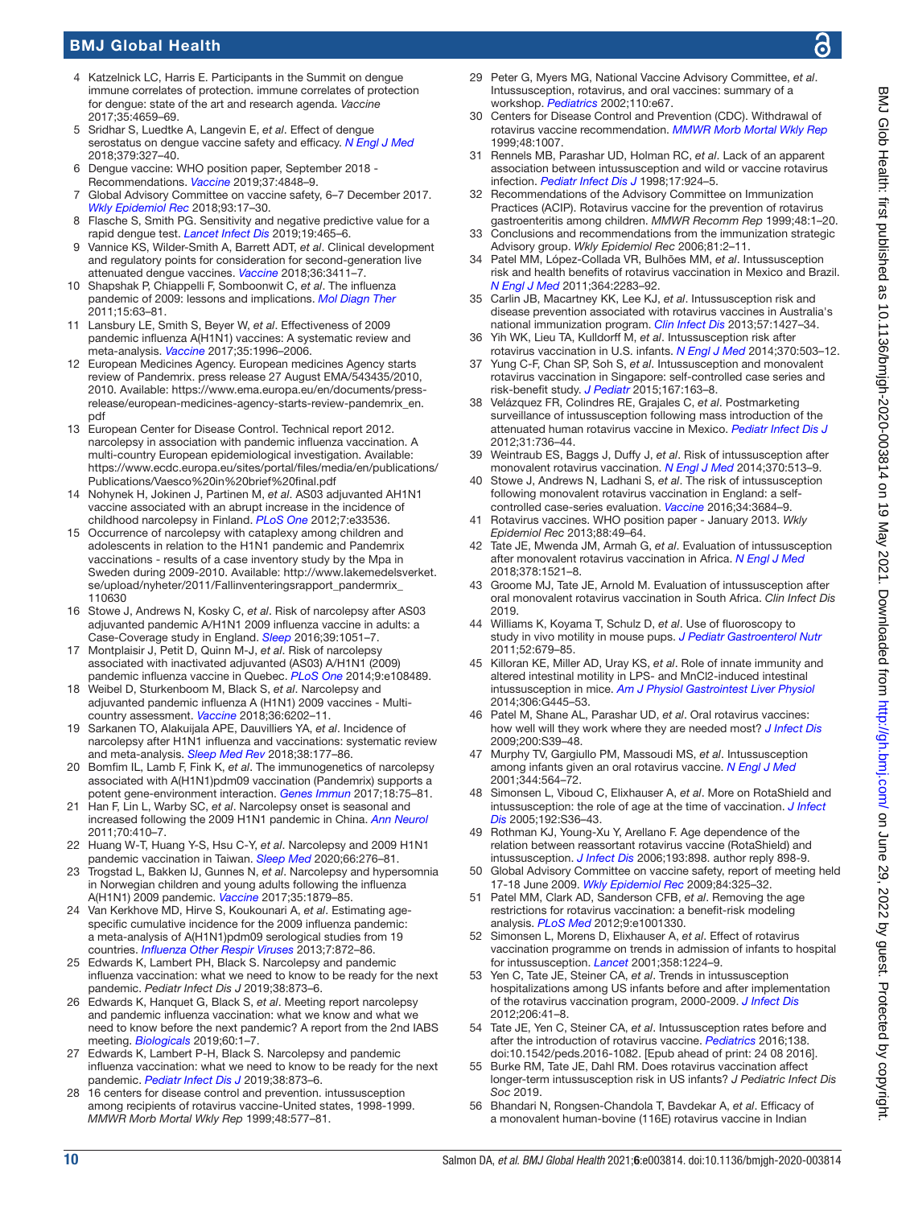4. Katzelnick LC, Harris E. Participants in the Summit on dengue immune correlates of protection. immune correlates of protection for dengue: state of the art and research agenda. *Vaccine* 2017;35:4659–69.
5. Sridhar S, Luedtke A, Langevin E, *et al*. Effect of dengue serostatus on dengue vaccine safety and efficacy. *N Engl J Med* 2018;379:327–40.
6. Dengue vaccine: WHO position paper, September 2018 - Recommendations. *Vaccine* 2019;37:4848–9.
7. Global Advisory Committee on vaccine safety, 6–7 December 2017. *Wkly Epidemiol Rec* 2018;93:17–30.
8. Flasche S, Smith PG. Sensitivity and negative predictive value for a rapid dengue test. *Lancet Infect Dis* 2019;19:465–6.
9. Vannice KS, Wilder-Smith A, Barrett ADT, *et al*. Clinical development and regulatory points for consideration for second-generation live attenuated dengue vaccines. *Vaccine* 2018;36:3411–7.
10. Shapshak P, Chiappelli F, Somboonwit C, *et al*. The influenza pandemic of 2009: lessons and implications. *Mol Diagn Ther* 2011;15:63–81.
11. Lansbury LE, Smith S, Beyer W, *et al*. Effectiveness of 2009 pandemic influenza A(H1N1) vaccines: A systematic review and meta-analysis. *Vaccine* 2017;35:1996–2006.
12. European Medicines Agency. European medicines Agency starts review of Pandemrix. press release 27 August EMA/543435/2010, 2010. Available: https://www.ema.europa.eu/en/documents/press-release/european-medicines-agency-starts-review-pandemrix_en.pdf
13. European Center for Disease Control. Technical report 2012. narcolepsy in association with pandemic influenza vaccination. A multi-country European epidemiological investigation. Available: https://www.ecdc.europa.eu/sites/portal/files/media/en/publications/Publications/Vaesco%20in%20brief%20final.pdf
14. Nohynek H, Jokinen J, Partinen M, *et al*. AS03 adjuvanted AH1N1 vaccine associated with an abrupt increase in the incidence of childhood narcolepsy in Finland. *PLoS One* 2012;7:e33536.
15. Occurrence of narcolepsy with cataplexy among children and adolescents in relation to the H1N1 pandemic and Pandemrix vaccinations - results of a case inventory study by the Mpa in Sweden during 2009-2010. Available: http://www.lakemedelsverket.se/upload/nyheter/2011/Fallinventeringsrapport_pandermrix_110630
16. Stowe J, Andrews N, Kosky C, *et al*. Risk of narcolepsy after AS03 adjuvanted pandemic A/H1N1 2009 influenza vaccine in adults: a Case-Coverage study in England. *Sleep* 2016;39:1051–7.
17. Montplaisir J, Petit D, Quinn M-J, *et al*. Risk of narcolepsy associated with inactivated adjuvanted (AS03) A/H1N1 (2009) pandemic influenza vaccine in Quebec. *PLoS One* 2014;9:e108489.
18. Weibel D, Sturkenboom M, Black S, *et al*. Narcolepsy and adjuvanted pandemic influenza A (H1N1) 2009 vaccines - Multi-country assessment. *Vaccine* 2018;36:6202–11.
19. Sarkanen TO, Alakuijala APE, Dauvilliers YA, *et al*. Incidence of narcolepsy after H1N1 influenza and vaccinations: systematic review and meta-analysis. *Sleep Med Rev* 2018;38:177–86.
20. Bomfim IL, Lamb F, Fink K, *et al*. The immunogenetics of narcolepsy associated with A(H1N1)pdm09 vaccination (Pandemrix) supports a potent gene-environment interaction. *Genes Immun* 2017;18:75–81.
21. Han F, Lin L, Warby SC, *et al*. Narcolepsy onset is seasonal and increased following the 2009 H1N1 pandemic in China. *Ann Neurol* 2011;70:410–7.
22. Huang W-T, Huang Y-S, Hsu C-Y, *et al*. Narcolepsy and 2009 H1N1 pandemic vaccination in Taiwan. *Sleep Med* 2020;66:276–81.
23. Trogstad L, Bakken IJ, Gunnes N, *et al*. Narcolepsy and hypersomnia in Norwegian children and young adults following the influenza A(H1N1) 2009 pandemic. *Vaccine* 2017;35:1879–85.
24. Van Kerkhove MD, Hirve S, Koukounari A, *et al*. Estimating age-specific cumulative incidence for the 2009 influenza pandemic: a meta-analysis of A(H1N1)pdm09 serological studies from 19 countries. *Influenza Other Respir Viruses* 2013;7:872–86.
25. Edwards K, Lambert PH, Black S. Narcolepsy and pandemic influenza vaccination: what we need to know to be ready for the next pandemic. *Pediatr Infect Dis J* 2019;38:873–6.
26. Edwards K, Hanquet G, Black S, *et al*. Meeting report narcolepsy and pandemic influenza vaccination: what we know and what we need to know before the next pandemic? A report from the 2nd IABS meeting. *Biologicals* 2019;60:1–7.
27. Edwards K, Lambert P-H, Black S. Narcolepsy and pandemic influenza vaccination: what we need to know to be ready for the next pandemic. *Pediatr Infect Dis J* 2019;38:873–6.
28. 16 centers for disease control and prevention. intussusception among recipients of rotavirus vaccine-United states, 1998-1999. *MMWR Morb Mortal Wkly Rep* 1999;48:577–81.
29. Peter G, Myers MG, National Vaccine Advisory Committee, *et al*. Intussusception, rotavirus, and oral vaccines: summary of a workshop. *Pediatrics* 2002;110:e67.
30. Centers for Disease Control and Prevention (CDC). Withdrawal of rotavirus vaccine recommendation. *MMWR Morb Mortal Wkly Rep* 1999;48:1007.
31. Rennels MB, Parashar UD, Holman RC, *et al*. Lack of an apparent association between intussusception and wild or vaccine rotavirus infection. *Pediatr Infect Dis J* 1998;17:924–5.
32. Recommendations of the Advisory Committee on Immunization Practices (ACIP). Rotavirus vaccine for the prevention of rotavirus gastroenteritis among children. *MMWR Recomm Rep* 1999;48:1–20.
33. Conclusions and recommendations from the immunization strategic Advisory group. *Wkly Epidemiol Rec* 2006;81:2–11.
34. Patel MM, López-Collada VR, Bulhões MM, *et al*. Intussusception risk and health benefits of rotavirus vaccination in Mexico and Brazil. *N Engl J Med* 2011;364:2283–92.
35. Carlin JB, Macartney KK, Lee KJ, *et al*. Intussusception risk and disease prevention associated with rotavirus vaccines in Australia's national immunization program. *Clin Infect Dis* 2013;57:1427–34.
36. Yih WK, Lieu TA, Kulldorff M, *et al*. Intussusception risk after rotavirus vaccination in U.S. infants. *N Engl J Med* 2014;370:503–12.
37. Yung C-F, Chan SP, Soh S, *et al*. Intussusception and monovalent rotavirus vaccination in Singapore: self-controlled case series and risk-benefit study. *J Pediatr* 2015;167:163–8.
38. Velázquez FR, Colindres RE, Grajales C, *et al*. Postmarketing surveillance of intussusception following mass introduction of the attenuated human rotavirus vaccine in Mexico. *Pediatr Infect Dis J* 2012;31:736–44.
39. Weintraub ES, Baggs J, Duffy J, *et al*. Risk of intussusception after monovalent rotavirus vaccination. *N Engl J Med* 2014;370:513–9.
40. Stowe J, Andrews N, Ladhani S, *et al*. The risk of intussusception following monovalent rotavirus vaccination in England: a self-controlled case-series evaluation. *Vaccine* 2016;34:3684–9.
41. Rotavirus vaccines. WHO position paper - January 2013. *Wkly Epidemiol Rec* 2013;88:49–64.
42. Tate JE, Mwenda JM, Armah G, *et al*. Evaluation of intussusception after monovalent rotavirus vaccination in Africa. *N Engl J Med* 2018;378:1521–8.
43. Groome MJ, Tate JE, Arnold M. Evaluation of intussusception after oral monovalent rotavirus vaccination in South Africa. *Clin Infect Dis* 2019.
44. Williams K, Koyama T, Schulz D, *et al*. Use of fluoroscopy to study in vivo motility in mouse pups. *J Pediatr Gastroenterol Nutr* 2011;52:679–85.
45. Killoran KE, Miller AD, Uray KS, *et al*. Role of innate immunity and altered intestinal motility in LPS- and MnCl2-induced intestinal intussusception in mice. *Am J Physiol Gastrointest Liver Physiol* 2014;306:G445–53.
46. Patel MM, Shane AL, Parashar UD, *et al*. Oral rotavirus vaccines: how well will they work where they are needed most? *J Infect Dis* 2009;200:S39–48.
47. Murphy TV, Gargiullo PM, Massoudi MS, *et al*. Intussusception among infants given an oral rotavirus vaccine. *N Engl J Med* 2001;344:564–72.
48. Simonsen L, Viboud C, Elixhauser A, *et al*. More on RotaShield and intussusception: the role of age at the time of vaccination. *J Infect Dis* 2005;192:S36–43.
49. Rothman KJ, Young-Xu Y, Arellano F. Age dependence of the relation between reassortant rotavirus vaccine (RotaShield) and intussusception. *J Infect Dis* 2006;193:898. author reply 898-9.
50. Global Advisory Committee on vaccine safety, report of meeting held 17-18 June 2009. *Wkly Epidemiol Rec* 2009;84:325–32.
51. Patel MM, Clark AD, Sanderson CFB, *et al*. Removing the age restrictions for rotavirus vaccination: a benefit-risk modeling analysis. *PLoS Med* 2012;9:e1001330.
52. Simonsen L, Morens D, Elixhauser A, *et al*. Effect of rotavirus vaccination programme on trends in admission of infants to hospital for intussusception. *Lancet* 2001;358:1224–9.
53. Yen C, Tate JE, Steiner CA, *et al*. Trends in intussusception hospitalizations among US infants before and after implementation of the rotavirus vaccination program, 2000-2009. *J Infect Dis* 2012;206:41–8.
54. Tate JE, Yen C, Steiner CA, *et al*. Intussusception rates before and after the introduction of rotavirus vaccine. *Pediatrics* 2016;138. doi:10.1542/peds.2016-1082. [Epub ahead of print: 24 08 2016].
55. Burke RM, Tate JE, Dahl RM. Does rotavirus vaccination affect longer-term intussusception risk in US infants? *J Pediatric Infect Dis Soc* 2019.
56. Bhandari N, Rongsen-Chandola T, Bavdekar A, *et al*. Efficacy of a monovalent human-bovine (116E) rotavirus vaccine in Indian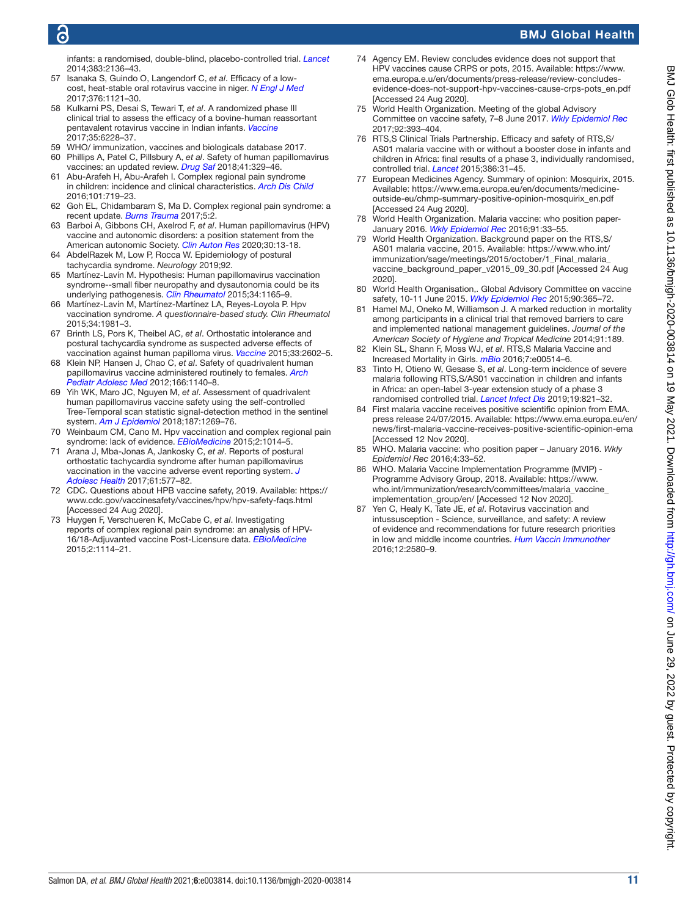infants: a randomised, double-blind, placebo-controlled trial. *Lancet* 2014;383:2136–43.

57 Isanaka S, Guindo O, Langendorf C, *et al*. Efficacy of a low-cost, heat-stable oral rotavirus vaccine in niger. *N Engl J Med* 2017;376:1121–30.
58 Kulkarni PS, Desai S, Tewari T, *et al*. A randomized phase III clinical trial to assess the efficacy of a bovine-human reassortant pentavalent rotavirus vaccine in Indian infants. *Vaccine* 2017;35:6228–37.
59 WHO/ immunization, vaccines and biologicals database 2017.
60 Phillips A, Patel C, Pillsbury A, *et al*. Safety of human papillomavirus vaccines: an updated review. *Drug Saf* 2018;41:329–46.
61 Abu-Arafeh H, Abu-Arafeh I. Complex regional pain syndrome in children: incidence and clinical characteristics. *Arch Dis Child* 2016;101:719–23.
62 Goh EL, Chidambaram S, Ma D. Complex regional pain syndrome: a recent update. *Burns Trauma* 2017;5:2.
63 Barboi A, Gibbons CH, Axelrod F, *et al*. Human papillomavirus (HPV) vaccine and autonomic disorders: a position statement from the American autonomic Society. *Clin Auton Res* 2020;30:13-18.
64 AbdelRazek M, Low P, Rocca W. Epidemiology of postural tachycardia syndrome. *Neurology* 2019;92.
65 Martínez-Lavín M. Hypothesis: Human papillomavirus vaccination syndrome--small fiber neuropathy and dysautonomia could be its underlying pathogenesis. *Clin Rheumatol* 2015;34:1165–9.
66 Martínez-Lavín M, Martínez-Martínez LA, Reyes-Loyola P. Hpv vaccination syndrome. *A questionnaire-based study. Clin Rheumatol* 2015;34:1981–3.
67 Brinth LS, Pors K, Theibel AC, *et al*. Orthostatic intolerance and postural tachycardia syndrome as suspected adverse effects of vaccination against human papilloma virus. *Vaccine* 2015;33:2602–5.
68 Klein NP, Hansen J, Chao C, *et al*. Safety of quadrivalent human papillomavirus vaccine administered routinely to females. *Arch Pediatr Adolesc Med* 2012;166:1140–8.
69 Yih WK, Maro JC, Nguyen M, *et al*. Assessment of quadrivalent human papillomavirus vaccine safety using the self-controlled Tree-Temporal scan statistic signal-detection method in the sentinel system. *Am J Epidemiol* 2018;187:1269–76.
70 Weinbaum CM, Cano M. Hpv vaccination and complex regional pain syndrome: lack of evidence. *EBioMedicine* 2015;2:1014–5.
71 Arana J, Mba-Jonas A, Jankosky C, *et al*. Reports of postural orthostatic tachycardia syndrome after human papillomavirus vaccination in the vaccine adverse event reporting system. *J Adolesc Health* 2017;61:577–82.
72 CDC. Questions about HPB vaccine safety, 2019. Available: https://www.cdc.gov/vaccinesafety/vaccines/hpv/hpv-safety-faqs.html [Accessed 24 Aug 2020].
73 Huygen F, Verschueren K, McCabe C, *et al*. Investigating reports of complex regional pain syndrome: an analysis of HPV-16/18-Adjuvanted vaccine Post-Licensure data. *EBioMedicine* 2015;2:1114–21.
74 Agency EM. Review concludes evidence does not support that HPV vaccines cause CRPS or pots, 2015. Available: https://www.ema.europa.e.u/en/documents/press-release/review-concludes-evidence-does-not-support-hpv-vaccines-cause-crps-pots_en.pdf [Accessed 24 Aug 2020].
75 World Health Organization. Meeting of the global Advisory Committee on vaccine safety, 7–8 June 2017. *Wkly Epidemiol Rec* 2017;92:393–404.
76 RTS,S Clinical Trials Partnership. Efficacy and safety of RTS,S/AS01 malaria vaccine with or without a booster dose in infants and children in Africa: final results of a phase 3, individually randomised, controlled trial. *Lancet* 2015;386:31–45.
77 European Medicines Agency. Summary of opinion: Mosquirix, 2015. Available: https://www.ema.europa.eu/en/documents/medicine-outside-eu/chmp-summary-positive-opinion-mosquirix_en.pdf [Accessed 24 Aug 2020].
78 World Health Organization. Malaria vaccine: who position paper-January 2016. *Wkly Epidemiol Rec* 2016;91:33–55.
79 World Health Organization. Background paper on the RTS,S/AS01 malaria vaccine, 2015. Available: https://www.who.int/immunization/sage/meetings/2015/october/1_Final_malaria_vaccine_background_paper_v2015_09_30.pdf [Accessed 24 Aug 2020].
80 World Health Organisation,. Global Advisory Committee on vaccine safety, 10-11 June 2015. *Wkly Epidemiol Rec* 2015;90:365–72.
81 Hamel MJ, Oneko M, Williamson J. A marked reduction in mortality among participants in a clinical trial that removed barriers to care and implemented national management guidelines. *Journal of the American Society of Hygiene and Tropical Medicine* 2014;91:189.
82 Klein SL, Shann F, Moss WJ, *et al*. RTS,S Malaria Vaccine and Increased Mortality in Girls. *mBio* 2016;7:e00514–6.
83 Tinto H, Otieno W, Gesase S, *et al*. Long-term incidence of severe malaria following RTS,S/AS01 vaccination in children and infants in Africa: an open-label 3-year extension study of a phase 3 randomised controlled trial. *Lancet Infect Dis* 2019;19:821–32.
84 First malaria vaccine receives positive scientific opinion from EMA. press release 24/07/2015. Available: https://www.ema.europa.eu/en/news/first-malaria-vaccine-receives-positive-scientific-opinion-ema [Accessed 12 Nov 2020].
85 WHO. Malaria vaccine: who position paper – January 2016. *Wkly Epidemiol Rec* 2016;4:33–52.
86 WHO. Malaria Vaccine Implementation Programme (MVIP) - Programme Advisory Group, 2018. Available: https://www.who.int/immunization/research/committees/malaria_vaccine_implementation_group/en/ [Accessed 12 Nov 2020].
87 Yen C, Healy K, Tate JE, *et al*. Rotavirus vaccination and intussusception - Science, surveillance, and safety: A review of evidence and recommendations for future research priorities in low and middle income countries. *Hum Vaccin Immunother* 2016;12:2580–9.